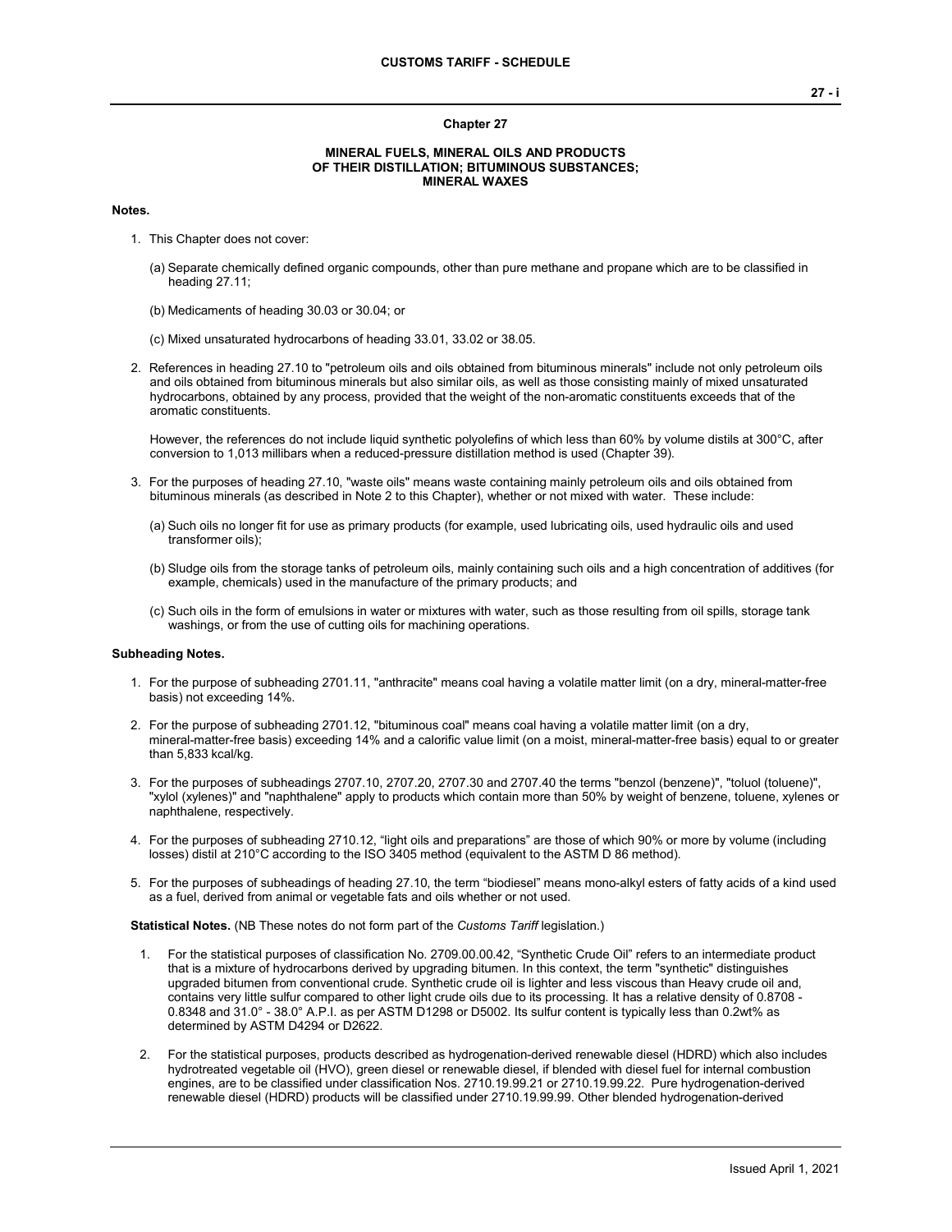# Chapter 27

## MINERAL FUELS, MINERAL OILS AND PRODUCTS OF THEIR DISTILLATION; BITUMINOUS SUBSTANCES; MINERAL WAXES

**Notes.**

1. This Chapter does not cover:

   (a) Separate chemically defined organic compounds, other than pure methane and propane which are to be classified in heading 27.11;

   (b) Medicaments of heading 30.03 or 30.04; or

   (c) Mixed unsaturated hydrocarbons of heading 33.01, 33.02 or 38.05.

2. References in heading 27.10 to "petroleum oils and oils obtained from bituminous minerals" include not only petroleum oils and oils obtained from bituminous minerals but also similar oils, as well as those consisting mainly of mixed unsaturated hydrocarbons, obtained by any process, provided that the weight of the non-aromatic constituents exceeds that of the aromatic constituents.

   However, the references do not include liquid synthetic polyolefins of which less than 60% by volume distils at 300°C, after conversion to 1,013 millibars when a reduced-pressure distillation method is used (Chapter 39).

3. For the purposes of heading 27.10, "waste oils" means waste containing mainly petroleum oils and oils obtained from bituminous minerals (as described in Note 2 to this Chapter), whether or not mixed with water. These include:

   (a) Such oils no longer fit for use as primary products (for example, used lubricating oils, used hydraulic oils and used transformer oils);

   (b) Sludge oils from the storage tanks of petroleum oils, mainly containing such oils and a high concentration of additives (for example, chemicals) used in the manufacture of the primary products; and

   (c) Such oils in the form of emulsions in water or mixtures with water, such as those resulting from oil spills, storage tank washings, or from the use of cutting oils for machining operations.

**Subheading Notes.**

1. For the purpose of subheading 2701.11, "anthracite" means coal having a volatile matter limit (on a dry, mineral-matter-free basis) not exceeding 14%.

2. For the purpose of subheading 2701.12, "bituminous coal" means coal having a volatile matter limit (on a dry, mineral-matter-free basis) exceeding 14% and a calorific value limit (on a moist, mineral-matter-free basis) equal to or greater than 5,833 kcal/kg.

3. For the purposes of subheadings 2707.10, 2707.20, 2707.30 and 2707.40 the terms "benzol (benzene)", "toluol (toluene)", "xylol (xylenes)" and "naphthalene" apply to products which contain more than 50% by weight of benzene, toluene, xylenes or naphthalene, respectively.

4. For the purposes of subheading 2710.12, “light oils and preparations” are those of which 90% or more by volume (including losses) distil at 210°C according to the ISO 3405 method (equivalent to the ASTM D 86 method).

5. For the purposes of subheadings of heading 27.10, the term “biodiesel” means mono-alkyl esters of fatty acids of a kind used as a fuel, derived from animal or vegetable fats and oils whether or not used.

**Statistical Notes.** (NB These notes do not form part of the *Customs Tariff* legislation.)

1. For the statistical purposes of classification No. 2709.00.00.42, “Synthetic Crude Oil” refers to an intermediate product that is a mixture of hydrocarbons derived by upgrading bitumen. In this context, the term "synthetic" distinguishes upgraded bitumen from conventional crude. Synthetic crude oil is lighter and less viscous than Heavy crude oil and, contains very little sulfur compared to other light crude oils due to its processing. It has a relative density of 0.8708 - 0.8348 and 31.0° - 38.0° A.P.I. as per ASTM D1298 or D5002. Its sulfur content is typically less than 0.2wt% as determined by ASTM D4294 or D2622.

2. For the statistical purposes, products described as hydrogenation-derived renewable diesel (HDRD) which also includes hydrotreated vegetable oil (HVO), green diesel or renewable diesel, if blended with diesel fuel for internal combustion engines, are to be classified under classification Nos. 2710.19.99.21 or 2710.19.99.22. Pure hydrogenation-derived renewable diesel (HDRD) products will be classified under 2710.19.99.99. Other blended hydrogenation-derived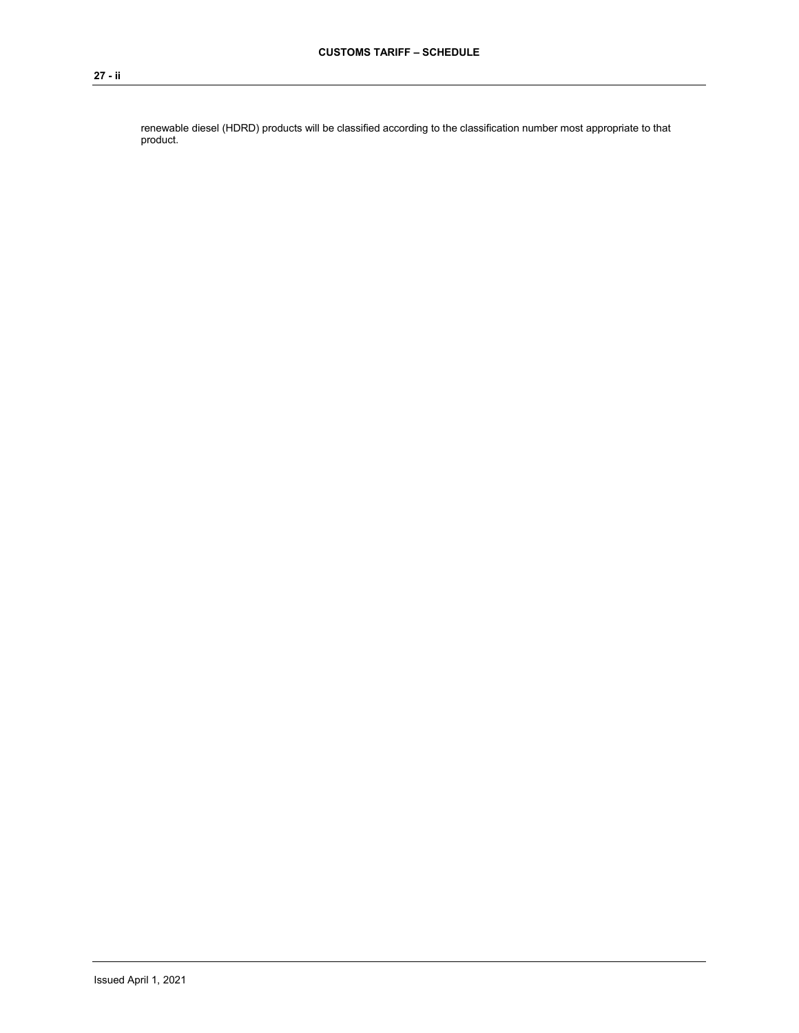renewable diesel (HDRD) products will be classified according to the classification number most appropriate to that product.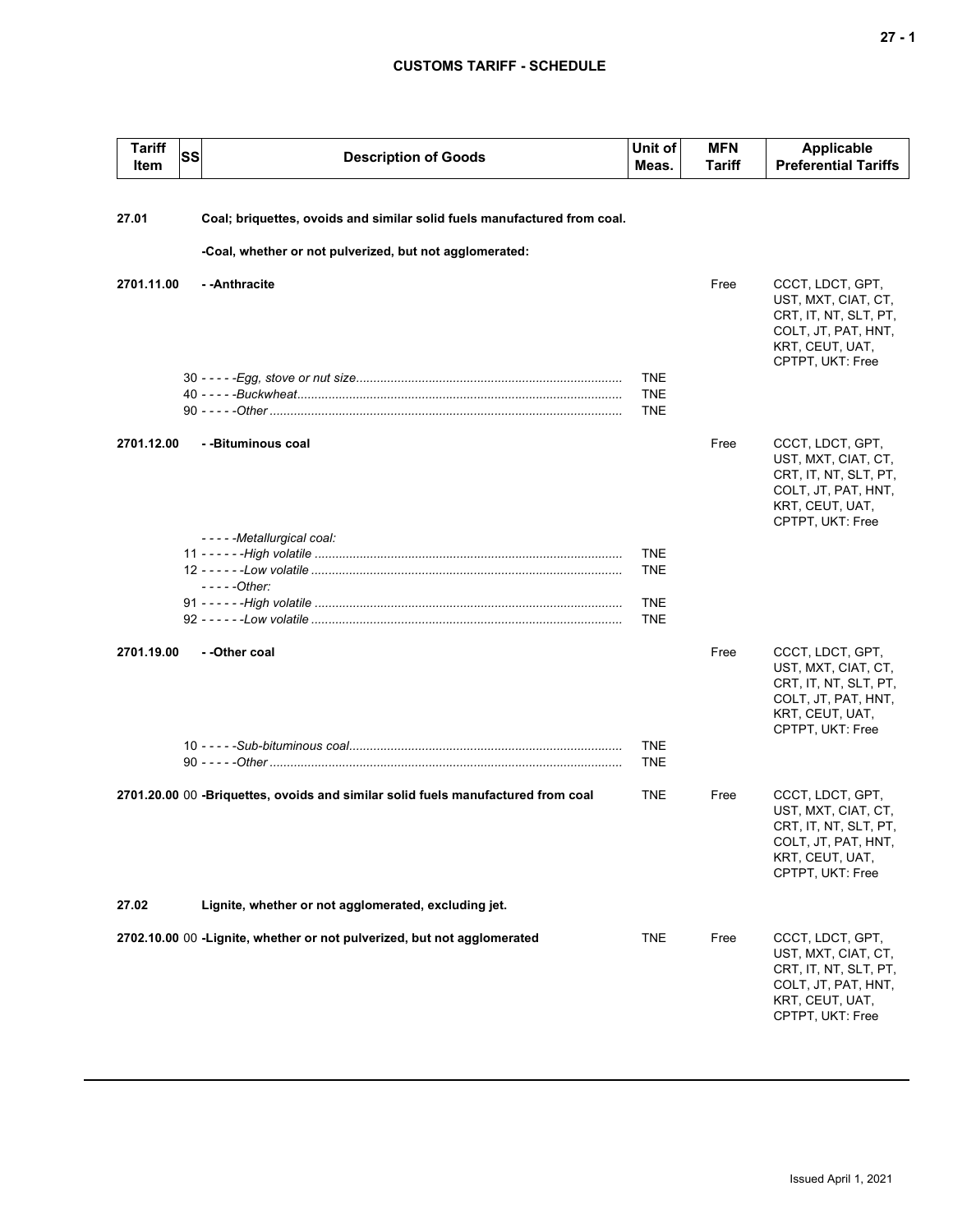| Tariff Item | SS | Description of Goods | Unit of Meas. | MFN Tariff | Applicable Preferential Tariffs |
|---|---|---|---|---|---|
| **27.01** | | **Coal; briquettes, ovoids and similar solid fuels manufactured from coal.** | | | |
| | | **-Coal, whether or not pulverized, but not agglomerated:** | | | |
| **2701.11.00** | | **- -Anthracite** | | Free | CCCT, LDCT, GPT, UST, MXT, CIAT, CT, CRT, IT, NT, SLT, PT, COLT, JT, PAT, HNT, KRT, CEUT, UAT, CPTPT, UKT: Free |
| | 30 | - - - - -*Egg, stove or nut size* | TNE | | |
| | 40 | - - - - -*Buckwheat* | TNE | | |
| | 90 | - - - - -*Other* | TNE | | |
| **2701.12.00** | | **- -Bituminous coal** | | Free | CCCT, LDCT, GPT, UST, MXT, CIAT, CT, CRT, IT, NT, SLT, PT, COLT, JT, PAT, HNT, KRT, CEUT, UAT, CPTPT, UKT: Free |
| | | - - - - -*Metallurgical coal:* | | | |
| | 11 | - - - - - -*High volatile* | TNE | | |
| | 12 | - - - - - -*Low volatile* | TNE | | |
| | | - - - - -*Other:* | | | |
| | 91 | - - - - - -*High volatile* | TNE | | |
| | 92 | - - - - - -*Low volatile* | TNE | | |
| **2701.19.00** | | **- -Other coal** | | Free | CCCT, LDCT, GPT, UST, MXT, CIAT, CT, CRT, IT, NT, SLT, PT, COLT, JT, PAT, HNT, KRT, CEUT, UAT, CPTPT, UKT: Free |
| | 10 | - - - - -*Sub-bituminous coal* | TNE | | |
| | 90 | - - - - -*Other* | TNE | | |
| **2701.20.00** | 00 | **-Briquettes, ovoids and similar solid fuels manufactured from coal** | TNE | Free | CCCT, LDCT, GPT, UST, MXT, CIAT, CT, CRT, IT, NT, SLT, PT, COLT, JT, PAT, HNT, KRT, CEUT, UAT, CPTPT, UKT: Free |
| **27.02** | | **Lignite, whether or not agglomerated, excluding jet.** | | | |
| **2702.10.00** | 00 | **-Lignite, whether or not pulverized, but not agglomerated** | TNE | Free | CCCT, LDCT, GPT, UST, MXT, CIAT, CT, CRT, IT, NT, SLT, PT, COLT, JT, PAT, HNT, KRT, CEUT, UAT, CPTPT, UKT: Free |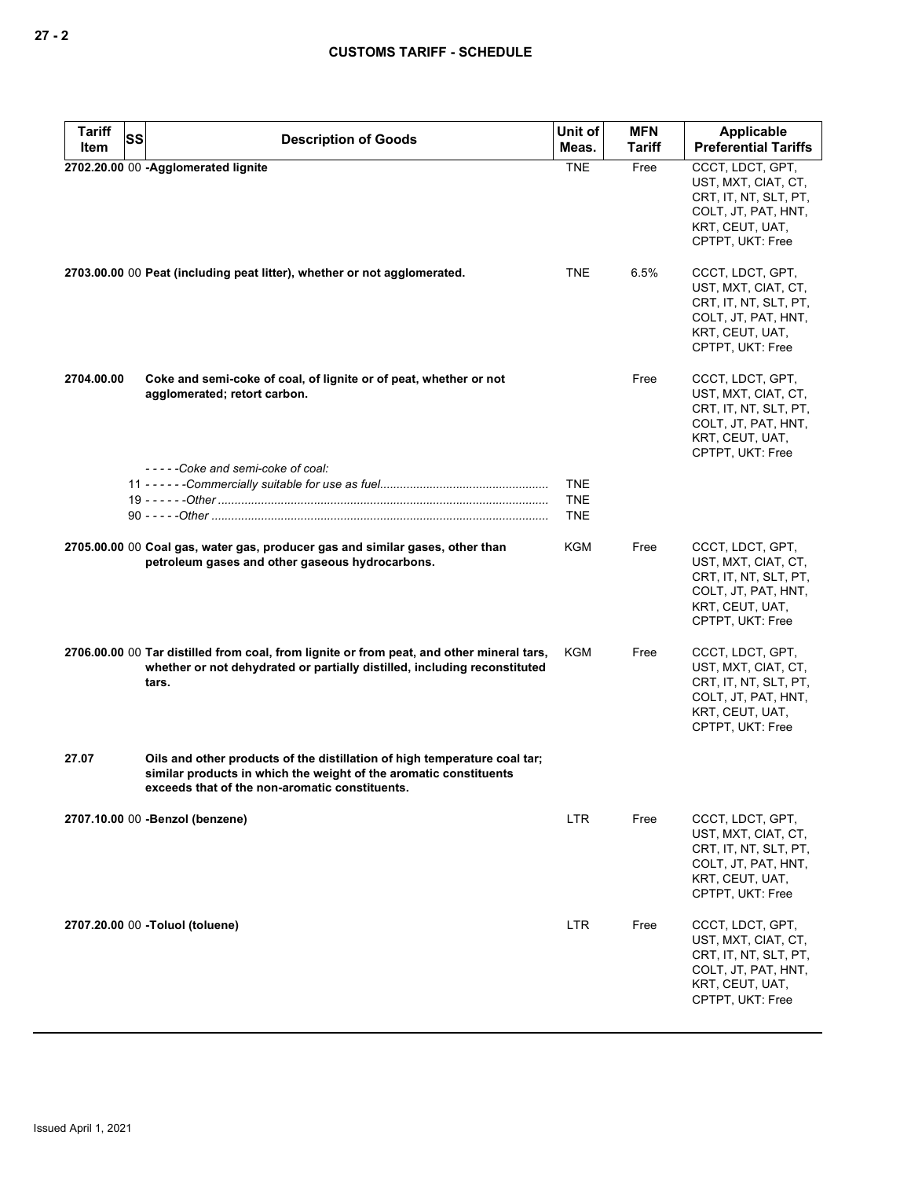| Tariff Item | SS | Description of Goods | Unit of Meas. | MFN Tariff | Applicable Preferential Tariffs |
|---|---|---|---|---|---|
| 2702.20.00 | 00 | **-Agglomerated lignite** | TNE | Free | CCCT, LDCT, GPT, UST, MXT, CIAT, CT, CRT, IT, NT, SLT, PT, COLT, JT, PAT, HNT, KRT, CEUT, UAT, CPTPT, UKT: Free |
| 2703.00.00 | 00 | **Peat (including peat litter), whether or not agglomerated.** | TNE | 6.5% | CCCT, LDCT, GPT, UST, MXT, CIAT, CT, CRT, IT, NT, SLT, PT, COLT, JT, PAT, HNT, KRT, CEUT, UAT, CPTPT, UKT: Free |
| 2704.00.00 | | **Coke and semi-coke of coal, of lignite or of peat, whether or not agglomerated; retort carbon.** | | Free | CCCT, LDCT, GPT, UST, MXT, CIAT, CT, CRT, IT, NT, SLT, PT, COLT, JT, PAT, HNT, KRT, CEUT, UAT, CPTPT, UKT: Free |
| | | *- - - - -Coke and semi-coke of coal:* | | | |
| | 11 | *- - - - - -Commercially suitable for use as fuel* | TNE | | |
| | 19 | *- - - - - -Other* | TNE | | |
| | 90 | *- - - - -Other* | TNE | | |
| 2705.00.00 | 00 | **Coal gas, water gas, producer gas and similar gases, other than petroleum gases and other gaseous hydrocarbons.** | KGM | Free | CCCT, LDCT, GPT, UST, MXT, CIAT, CT, CRT, IT, NT, SLT, PT, COLT, JT, PAT, HNT, KRT, CEUT, UAT, CPTPT, UKT: Free |
| 2706.00.00 | 00 | **Tar distilled from coal, from lignite or from peat, and other mineral tars, whether or not dehydrated or partially distilled, including reconstituted tars.** | KGM | Free | CCCT, LDCT, GPT, UST, MXT, CIAT, CT, CRT, IT, NT, SLT, PT, COLT, JT, PAT, HNT, KRT, CEUT, UAT, CPTPT, UKT: Free |
| 27.07 | | **Oils and other products of the distillation of high temperature coal tar; similar products in which the weight of the aromatic constituents exceeds that of the non-aromatic constituents.** | | | |
| 2707.10.00 | 00 | **-Benzol (benzene)** | LTR | Free | CCCT, LDCT, GPT, UST, MXT, CIAT, CT, CRT, IT, NT, SLT, PT, COLT, JT, PAT, HNT, KRT, CEUT, UAT, CPTPT, UKT: Free |
| 2707.20.00 | 00 | **-Toluol (toluene)** | LTR | Free | CCCT, LDCT, GPT, UST, MXT, CIAT, CT, CRT, IT, NT, SLT, PT, COLT, JT, PAT, HNT, KRT, CEUT, UAT, CPTPT, UKT: Free |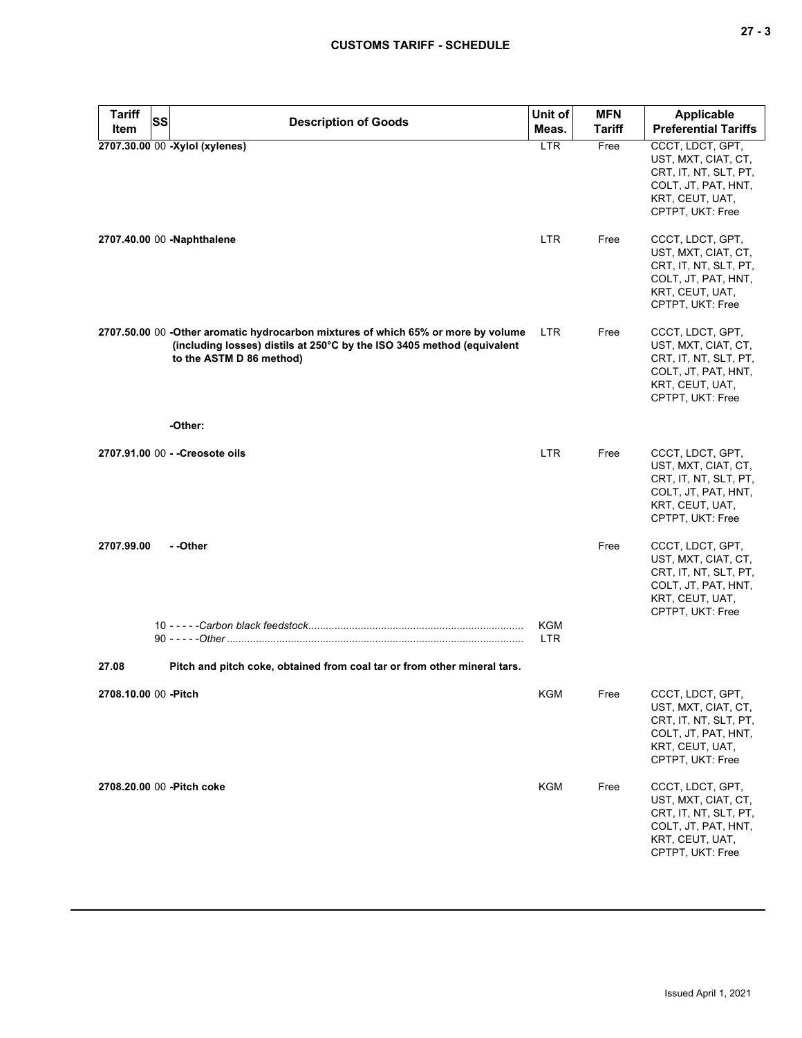| Tariff Item | SS | Description of Goods | Unit of Meas. | MFN Tariff | Applicable Preferential Tariffs |
|---|---|---|---|---|---|
| 2707.30.00 | 00 | **-Xylol (xylenes)** | LTR | Free | CCCT, LDCT, GPT, UST, MXT, CIAT, CT, CRT, IT, NT, SLT, PT, COLT, JT, PAT, HNT, KRT, CEUT, UAT, CPTPT, UKT: Free |
| 2707.40.00 | 00 | **-Naphthalene** | LTR | Free | CCCT, LDCT, GPT, UST, MXT, CIAT, CT, CRT, IT, NT, SLT, PT, COLT, JT, PAT, HNT, KRT, CEUT, UAT, CPTPT, UKT: Free |
| 2707.50.00 | 00 | **-Other aromatic hydrocarbon mixtures of which 65% or more by volume (including losses) distils at 250°C by the ISO 3405 method (equivalent to the ASTM D 86 method)** | LTR | Free | CCCT, LDCT, GPT, UST, MXT, CIAT, CT, CRT, IT, NT, SLT, PT, COLT, JT, PAT, HNT, KRT, CEUT, UAT, CPTPT, UKT: Free |
| | | **-Other:** | | | |
| 2707.91.00 | 00 | **- -Creosote oils** | LTR | Free | CCCT, LDCT, GPT, UST, MXT, CIAT, CT, CRT, IT, NT, SLT, PT, COLT, JT, PAT, HNT, KRT, CEUT, UAT, CPTPT, UKT: Free |
| 2707.99.00 | | **- -Other** | | Free | CCCT, LDCT, GPT, UST, MXT, CIAT, CT, CRT, IT, NT, SLT, PT, COLT, JT, PAT, HNT, KRT, CEUT, UAT, CPTPT, UKT: Free |
| | 10 | - - - - -*Carbon black feedstock* | KGM | | |
| | 90 | - - - - -*Other* | LTR | | |
| **27.08** | | **Pitch and pitch coke, obtained from coal tar or from other mineral tars.** | | | |
| 2708.10.00 | 00 | **-Pitch** | KGM | Free | CCCT, LDCT, GPT, UST, MXT, CIAT, CT, CRT, IT, NT, SLT, PT, COLT, JT, PAT, HNT, KRT, CEUT, UAT, CPTPT, UKT: Free |
| 2708.20.00 | 00 | **-Pitch coke** | KGM | Free | CCCT, LDCT, GPT, UST, MXT, CIAT, CT, CRT, IT, NT, SLT, PT, COLT, JT, PAT, HNT, KRT, CEUT, UAT, CPTPT, UKT: Free |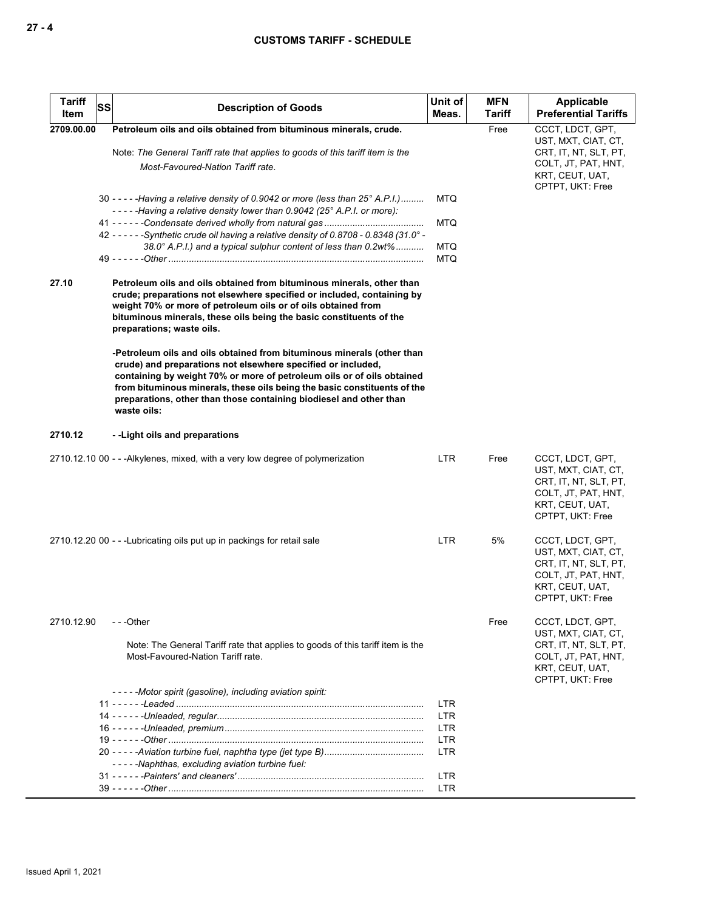| Tariff Item | SS | Description of Goods | Unit of Meas. | MFN Tariff | Applicable Preferential Tariffs |
|---|---|---|---|---|---|
| **2709.00.00** | | **Petroleum oils and oils obtained from bituminous minerals, crude.** | | Free | CCCT, LDCT, GPT, UST, MXT, CIAT, CT, CRT, IT, NT, SLT, PT, COLT, JT, PAT, HNT, KRT, CEUT, UAT, CPTPT, UKT: Free |
| | | Note: *The General Tariff rate that applies to goods of this tariff item is the Most-Favoured-Nation Tariff rate.* | | | |
| | | 30 - - - - -*Having a relative density of 0.9042 or more (less than 25° A.P.I.)* | MTQ | | |
| | | - - - - -*Having a relative density lower than 0.9042 (25° A.P.I. or more):* | | | |
| | | 41 - - - - - -*Condensate derived wholly from natural gas* | MTQ | | |
| | | 42 - - - - - -*Synthetic crude oil having a relative density of 0.8708 - 0.8348 (31.0° - 38.0° A.P.I.) and a typical sulphur content of less than 0.2wt%* | MTQ | | |
| | | 49 - - - - - -*Other* | MTQ | | |
| **27.10** | | **Petroleum oils and oils obtained from bituminous minerals, other than crude; preparations not elsewhere specified or included, containing by weight 70% or more of petroleum oils or of oils obtained from bituminous minerals, these oils being the basic constituents of the preparations; waste oils.** | | | |
| | | **-Petroleum oils and oils obtained from bituminous minerals (other than crude) and preparations not elsewhere specified or included, containing by weight 70% or more of petroleum oils or of oils obtained from bituminous minerals, these oils being the basic constituents of the preparations, other than those containing biodiesel and other than waste oils:** | | | |
| **2710.12** | | **- -Light oils and preparations** | | | |
| 2710.12.10 | 00 | - - -Alkylenes, mixed, with a very low degree of polymerization | LTR | Free | CCCT, LDCT, GPT, UST, MXT, CIAT, CT, CRT, IT, NT, SLT, PT, COLT, JT, PAT, HNT, KRT, CEUT, UAT, CPTPT, UKT: Free |
| 2710.12.20 | 00 | - - -Lubricating oils put up in packings for retail sale | LTR | 5% | CCCT, LDCT, GPT, UST, MXT, CIAT, CT, CRT, IT, NT, SLT, PT, COLT, JT, PAT, HNT, KRT, CEUT, UAT, CPTPT, UKT: Free |
| 2710.12.90 | | - - -Other | | Free | CCCT, LDCT, GPT, UST, MXT, CIAT, CT, CRT, IT, NT, SLT, PT, COLT, JT, PAT, HNT, KRT, CEUT, UAT, CPTPT, UKT: Free |
| | | Note: The General Tariff rate that applies to goods of this tariff item is the Most-Favoured-Nation Tariff rate. | | | |
| | | - - - - -*Motor spirit (gasoline), including aviation spirit:* | | | |
| | | 11 - - - - - -*Leaded* | LTR | | |
| | | 14 - - - - - -*Unleaded, regular* | LTR | | |
| | | 16 - - - - - -*Unleaded, premium* | LTR | | |
| | | 19 - - - - - -*Other* | LTR | | |
| | | 20 - - - - -*Aviation turbine fuel, naphtha type (jet type B)* | LTR | | |
| | | - - - - -*Naphthas, excluding aviation turbine fuel:* | | | |
| | | 31 - - - - - -*Painters' and cleaners'* | LTR | | |
| | | 39 - - - - - -*Other* | LTR | | |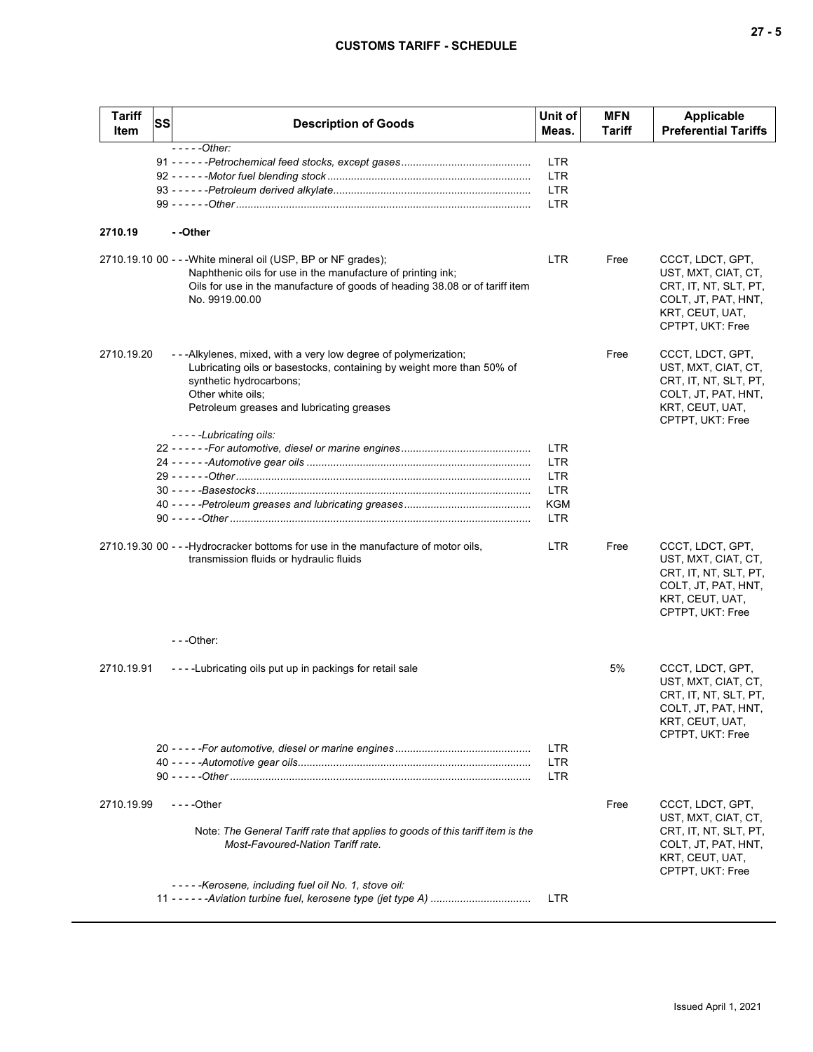| Tariff Item | SS | Description of Goods | Unit of Meas. | MFN Tariff | Applicable Preferential Tariffs |
|---|---|---|---|---|---|
| | | - - - - -*Other:* | | | |
| | 91 | - - - - - -*Petrochemical feed stocks, except gases* | LTR | | |
| | 92 | - - - - - -*Motor fuel blending stock* | LTR | | |
| | 93 | - - - - - -*Petroleum derived alkylate* | LTR | | |
| | 99 | - - - - - -*Other* | LTR | | |
| **2710.19** | | **- -Other** | | | |
| 2710.19.10 | 00 | - - -White mineral oil (USP, BP or NF grades);<br>Naphthenic oils for use in the manufacture of printing ink;<br>Oils for use in the manufacture of goods of heading 38.08 or of tariff item No. 9919.00.00 | LTR | Free | CCCT, LDCT, GPT, UST, MXT, CIAT, CT, CRT, IT, NT, SLT, PT, COLT, JT, PAT, HNT, KRT, CEUT, UAT, CPTPT, UKT: Free |
| 2710.19.20 | | - - -Alkylenes, mixed, with a very low degree of polymerization;<br>Lubricating oils or basestocks, containing by weight more than 50% of synthetic hydrocarbons;<br>Other white oils;<br>Petroleum greases and lubricating greases | | Free | CCCT, LDCT, GPT, UST, MXT, CIAT, CT, CRT, IT, NT, SLT, PT, COLT, JT, PAT, HNT, KRT, CEUT, UAT, CPTPT, UKT: Free |
| | | - - - - -*Lubricating oils:* | | | |
| | 22 | - - - - - -*For automotive, diesel or marine engines* | LTR | | |
| | 24 | - - - - - -*Automotive gear oils* | LTR | | |
| | 29 | - - - - - -*Other* | LTR | | |
| | 30 | - - - - -*Basestocks* | LTR | | |
| | 40 | - - - - -*Petroleum greases and lubricating greases* | KGM | | |
| | 90 | - - - - -*Other* | LTR | | |
| 2710.19.30 | 00 | - - -Hydrocracker bottoms for use in the manufacture of motor oils, transmission fluids or hydraulic fluids | LTR | Free | CCCT, LDCT, GPT, UST, MXT, CIAT, CT, CRT, IT, NT, SLT, PT, COLT, JT, PAT, HNT, KRT, CEUT, UAT, CPTPT, UKT: Free |
| | | - - -Other: | | | |
| 2710.19.91 | | - - - -Lubricating oils put up in packings for retail sale | | 5% | CCCT, LDCT, GPT, UST, MXT, CIAT, CT, CRT, IT, NT, SLT, PT, COLT, JT, PAT, HNT, KRT, CEUT, UAT, CPTPT, UKT: Free |
| | 20 | - - - - -*For automotive, diesel or marine engines* | LTR | | |
| | 40 | - - - - -*Automotive gear oils* | LTR | | |
| | 90 | - - - - -*Other* | LTR | | |
| 2710.19.99 | | - - - -Other<br><br>Note: *The General Tariff rate that applies to goods of this tariff item is the Most-Favoured-Nation Tariff rate.* | | Free | CCCT, LDCT, GPT, UST, MXT, CIAT, CT, CRT, IT, NT, SLT, PT, COLT, JT, PAT, HNT, KRT, CEUT, UAT, CPTPT, UKT: Free |
| | | - - - - -*Kerosene, including fuel oil No. 1, stove oil:* | | | |
| | 11 | - - - - - -*Aviation turbine fuel, kerosene type (jet type A)* | LTR | | |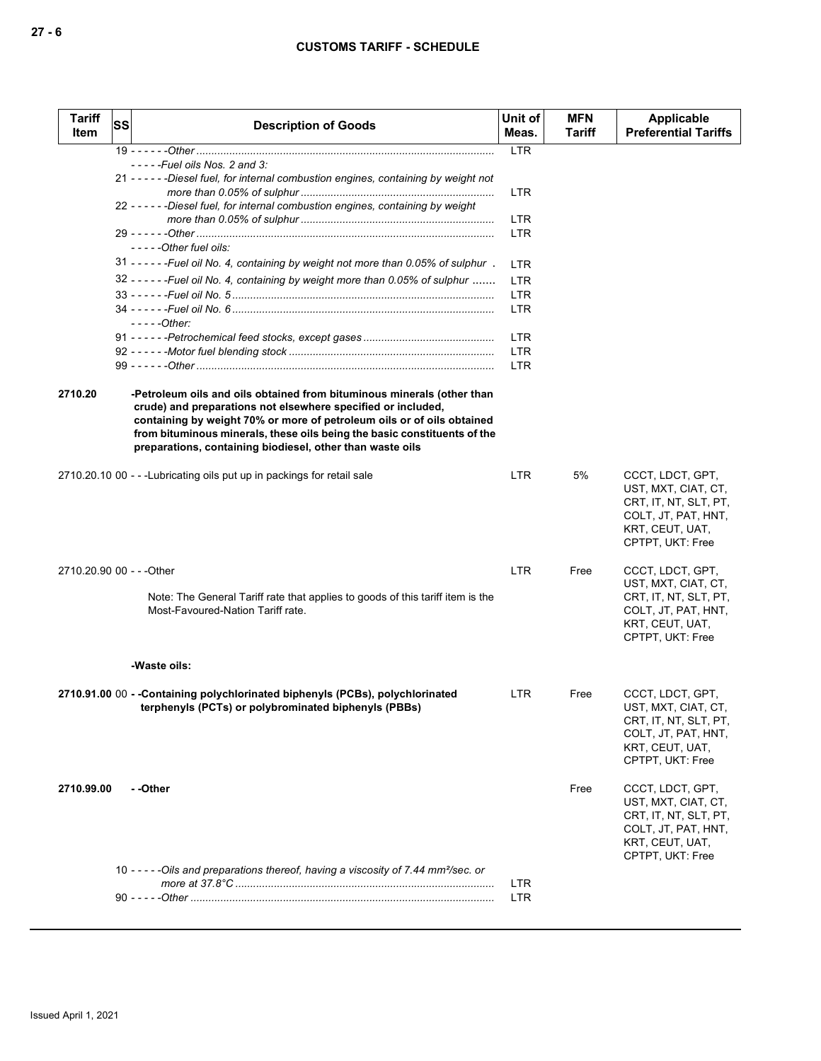| Tariff Item | SS | Description of Goods | Unit of Meas. | MFN Tariff | Applicable Preferential Tariffs |
|---|---|---|---|---|---|
| | | 19 - - - - - -*Other* | LTR | | |
| | | - - - - -*Fuel oils Nos. 2 and 3:* | | | |
| | | 21 - - - - - -*Diesel fuel, for internal combustion engines, containing by weight not more than 0.05% of sulphur* | LTR | | |
| | | 22 - - - - - -*Diesel fuel, for internal combustion engines, containing by weight more than 0.05% of sulphur* | LTR | | |
| | | 29 - - - - - -*Other* | LTR | | |
| | | - - - - -*Other fuel oils:* | | | |
| | | 31 - - - - - -*Fuel oil No. 4, containing by weight not more than 0.05% of sulphur* | LTR | | |
| | | 32 - - - - - -*Fuel oil No. 4, containing by weight more than 0.05% of sulphur* | LTR | | |
| | | 33 - - - - - -*Fuel oil No. 5* | LTR | | |
| | | 34 - - - - - -*Fuel oil No. 6* | LTR | | |
| | | - - - - -*Other:* | | | |
| | | 91 - - - - - -*Petrochemical feed stocks, except gases* | LTR | | |
| | | 92 - - - - - -*Motor fuel blending stock* | LTR | | |
| | | 99 - - - - - -*Other* | LTR | | |
| **2710.20** | | **-Petroleum oils and oils obtained from bituminous minerals (other than crude) and preparations not elsewhere specified or included, containing by weight 70% or more of petroleum oils or of oils obtained from bituminous minerals, these oils being the basic constituents of the preparations, containing biodiesel, other than waste oils** | | | |
| 2710.20.10 | 00 | - - -Lubricating oils put up in packings for retail sale | LTR | 5% | CCCT, LDCT, GPT, UST, MXT, CIAT, CT, CRT, IT, NT, SLT, PT, COLT, JT, PAT, HNT, KRT, CEUT, UAT, CPTPT, UKT: Free |
| 2710.20.90 | 00 | - - -Other<br><br>Note: The General Tariff rate that applies to goods of this tariff item is the Most-Favoured-Nation Tariff rate. | LTR | Free | CCCT, LDCT, GPT, UST, MXT, CIAT, CT, CRT, IT, NT, SLT, PT, COLT, JT, PAT, HNT, KRT, CEUT, UAT, CPTPT, UKT: Free |
| | | **-Waste oils:** | | | |
| **2710.91.00** | 00 | **- -Containing polychlorinated biphenyls (PCBs), polychlorinated terphenyls (PCTs) or polybrominated biphenyls (PBBs)** | LTR | Free | CCCT, LDCT, GPT, UST, MXT, CIAT, CT, CRT, IT, NT, SLT, PT, COLT, JT, PAT, HNT, KRT, CEUT, UAT, CPTPT, UKT: Free |
| **2710.99.00** | | **- -Other** | | Free | CCCT, LDCT, GPT, UST, MXT, CIAT, CT, CRT, IT, NT, SLT, PT, COLT, JT, PAT, HNT, KRT, CEUT, UAT, CPTPT, UKT: Free |
| | | 10 - - - - -*Oils and preparations thereof, having a viscosity of 7.44 mm²/sec. or more at 37.8°C* | LTR | | |
| | | 90 - - - - -*Other* | LTR | | |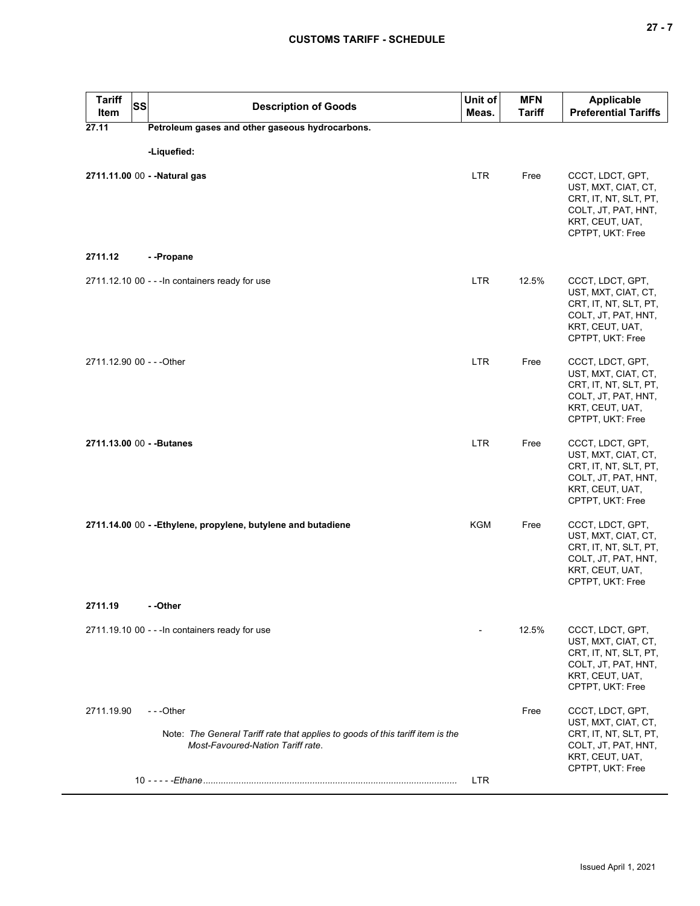| Tariff Item | SS | Description of Goods | Unit of Meas. | MFN Tariff | Applicable Preferential Tariffs |
|---|---|---|---|---|---|
| **27.11** | | **Petroleum gases and other gaseous hydrocarbons.** | | | |
| | | **-Liquefied:** | | | |
| **2711.11.00** | 00 | **- -Natural gas** | LTR | Free | CCCT, LDCT, GPT, UST, MXT, CIAT, CT, CRT, IT, NT, SLT, PT, COLT, JT, PAT, HNT, KRT, CEUT, UAT, CPTPT, UKT: Free |
| **2711.12** | | **- -Propane** | | | |
| 2711.12.10 | 00 | - - -In containers ready for use | LTR | 12.5% | CCCT, LDCT, GPT, UST, MXT, CIAT, CT, CRT, IT, NT, SLT, PT, COLT, JT, PAT, HNT, KRT, CEUT, UAT, CPTPT, UKT: Free |
| 2711.12.90 | 00 | - - -Other | LTR | Free | CCCT, LDCT, GPT, UST, MXT, CIAT, CT, CRT, IT, NT, SLT, PT, COLT, JT, PAT, HNT, KRT, CEUT, UAT, CPTPT, UKT: Free |
| **2711.13.00** | 00 | **- -Butanes** | LTR | Free | CCCT, LDCT, GPT, UST, MXT, CIAT, CT, CRT, IT, NT, SLT, PT, COLT, JT, PAT, HNT, KRT, CEUT, UAT, CPTPT, UKT: Free |
| **2711.14.00** | 00 | **- -Ethylene, propylene, butylene and butadiene** | KGM | Free | CCCT, LDCT, GPT, UST, MXT, CIAT, CT, CRT, IT, NT, SLT, PT, COLT, JT, PAT, HNT, KRT, CEUT, UAT, CPTPT, UKT: Free |
| **2711.19** | | **- -Other** | | | |
| 2711.19.10 | 00 | - - -In containers ready for use | - | 12.5% | CCCT, LDCT, GPT, UST, MXT, CIAT, CT, CRT, IT, NT, SLT, PT, COLT, JT, PAT, HNT, KRT, CEUT, UAT, CPTPT, UKT: Free |
| 2711.19.90 | | - - -Other<br><br>Note: *The General Tariff rate that applies to goods of this tariff item is the Most-Favoured-Nation Tariff rate.* | | Free | CCCT, LDCT, GPT, UST, MXT, CIAT, CT, CRT, IT, NT, SLT, PT, COLT, JT, PAT, HNT, KRT, CEUT, UAT, CPTPT, UKT: Free |
| | 10 | - - - - -*Ethane* | LTR | | |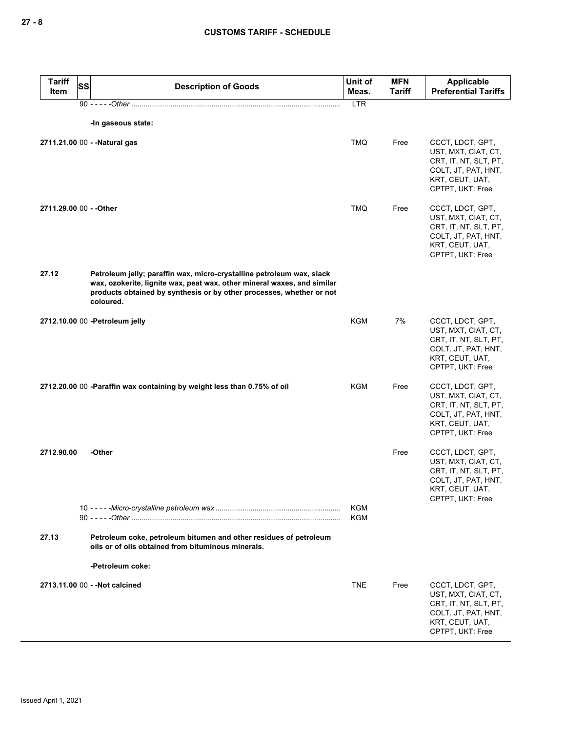**CUSTOMS TARIFF - SCHEDULE**

| Tariff Item | SS | Description of Goods | Unit of Meas. | MFN Tariff | Applicable Preferential Tariffs |
|---|---|---|---|---|---|
| | 90 | - - - - -*Other* | LTR | | |
| | | **-In gaseous state:** | | | |
| **2711.21.00** | 00 | **- -Natural gas** | TMQ | Free | CCCT, LDCT, GPT, UST, MXT, CIAT, CT, CRT, IT, NT, SLT, PT, COLT, JT, PAT, HNT, KRT, CEUT, UAT, CPTPT, UKT: Free |
| **2711.29.00** | 00 | **- -Other** | TMQ | Free | CCCT, LDCT, GPT, UST, MXT, CIAT, CT, CRT, IT, NT, SLT, PT, COLT, JT, PAT, HNT, KRT, CEUT, UAT, CPTPT, UKT: Free |
| **27.12** | | **Petroleum jelly; paraffin wax, micro-crystalline petroleum wax, slack wax, ozokerite, lignite wax, peat wax, other mineral waxes, and similar products obtained by synthesis or by other processes, whether or not coloured.** | | | |
| **2712.10.00** | 00 | **-Petroleum jelly** | KGM | 7% | CCCT, LDCT, GPT, UST, MXT, CIAT, CT, CRT, IT, NT, SLT, PT, COLT, JT, PAT, HNT, KRT, CEUT, UAT, CPTPT, UKT: Free |
| **2712.20.00** | 00 | **-Paraffin wax containing by weight less than 0.75% of oil** | KGM | Free | CCCT, LDCT, GPT, UST, MXT, CIAT, CT, CRT, IT, NT, SLT, PT, COLT, JT, PAT, HNT, KRT, CEUT, UAT, CPTPT, UKT: Free |
| **2712.90.00** | | **-Other** | | Free | CCCT, LDCT, GPT, UST, MXT, CIAT, CT, CRT, IT, NT, SLT, PT, COLT, JT, PAT, HNT, KRT, CEUT, UAT, CPTPT, UKT: Free |
| | 10 | - - - - -*Micro-crystalline petroleum wax* | KGM | | |
| | 90 | - - - - -*Other* | KGM | | |
| **27.13** | | **Petroleum coke, petroleum bitumen and other residues of petroleum oils or of oils obtained from bituminous minerals.** | | | |
| | | **-Petroleum coke:** | | | |
| **2713.11.00** | 00 | **- -Not calcined** | TNE | Free | CCCT, LDCT, GPT, UST, MXT, CIAT, CT, CRT, IT, NT, SLT, PT, COLT, JT, PAT, HNT, KRT, CEUT, UAT, CPTPT, UKT: Free |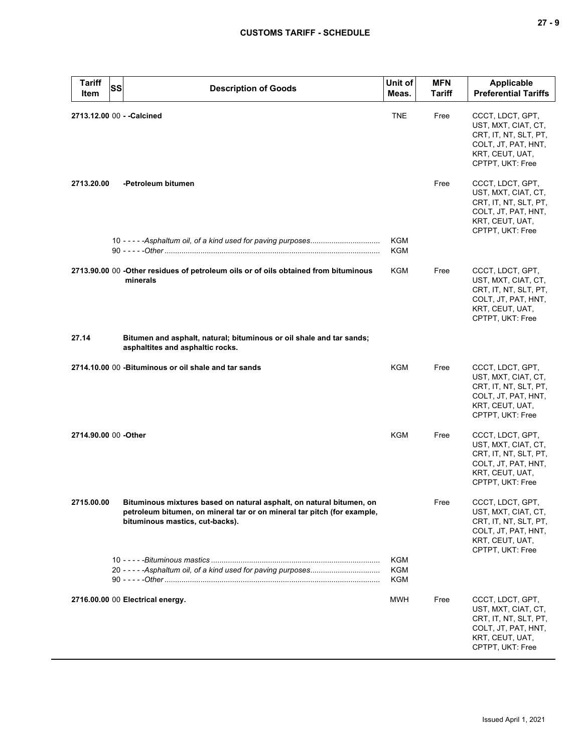| Tariff Item | SS | Description of Goods | Unit of Meas. | MFN Tariff | Applicable Preferential Tariffs |
|---|---|---|---|---|---|
| 2713.12.00 | 00 | **- -Calcined** | TNE | Free | CCCT, LDCT, GPT, UST, MXT, CIAT, CT, CRT, IT, NT, SLT, PT, COLT, JT, PAT, HNT, KRT, CEUT, UAT, CPTPT, UKT: Free |
| 2713.20.00 | | **-Petroleum bitumen** | | Free | CCCT, LDCT, GPT, UST, MXT, CIAT, CT, CRT, IT, NT, SLT, PT, COLT, JT, PAT, HNT, KRT, CEUT, UAT, CPTPT, UKT: Free |
| | 10 | - - - - -*Asphaltum oil, of a kind used for paving purposes* | KGM | | |
| | 90 | - - - - -*Other* | KGM | | |
| 2713.90.00 | 00 | **-Other residues of petroleum oils or of oils obtained from bituminous minerals** | KGM | Free | CCCT, LDCT, GPT, UST, MXT, CIAT, CT, CRT, IT, NT, SLT, PT, COLT, JT, PAT, HNT, KRT, CEUT, UAT, CPTPT, UKT: Free |
| 27.14 | | **Bitumen and asphalt, natural; bituminous or oil shale and tar sands; asphaltites and asphaltic rocks.** | | | |
| 2714.10.00 | 00 | **-Bituminous or oil shale and tar sands** | KGM | Free | CCCT, LDCT, GPT, UST, MXT, CIAT, CT, CRT, IT, NT, SLT, PT, COLT, JT, PAT, HNT, KRT, CEUT, UAT, CPTPT, UKT: Free |
| 2714.90.00 | 00 | **-Other** | KGM | Free | CCCT, LDCT, GPT, UST, MXT, CIAT, CT, CRT, IT, NT, SLT, PT, COLT, JT, PAT, HNT, KRT, CEUT, UAT, CPTPT, UKT: Free |
| 2715.00.00 | | **Bituminous mixtures based on natural asphalt, on natural bitumen, on petroleum bitumen, on mineral tar or on mineral tar pitch (for example, bituminous mastics, cut-backs).** | | Free | CCCT, LDCT, GPT, UST, MXT, CIAT, CT, CRT, IT, NT, SLT, PT, COLT, JT, PAT, HNT, KRT, CEUT, UAT, CPTPT, UKT: Free |
| | 10 | - - - - -*Bituminous mastics* | KGM | | |
| | 20 | - - - - -*Asphaltum oil, of a kind used for paving purposes* | KGM | | |
| | 90 | - - - - -*Other* | KGM | | |
| 2716.00.00 | 00 | **Electrical energy.** | MWH | Free | CCCT, LDCT, GPT, UST, MXT, CIAT, CT, CRT, IT, NT, SLT, PT, COLT, JT, PAT, HNT, KRT, CEUT, UAT, CPTPT, UKT: Free |

Issued April 1, 2021